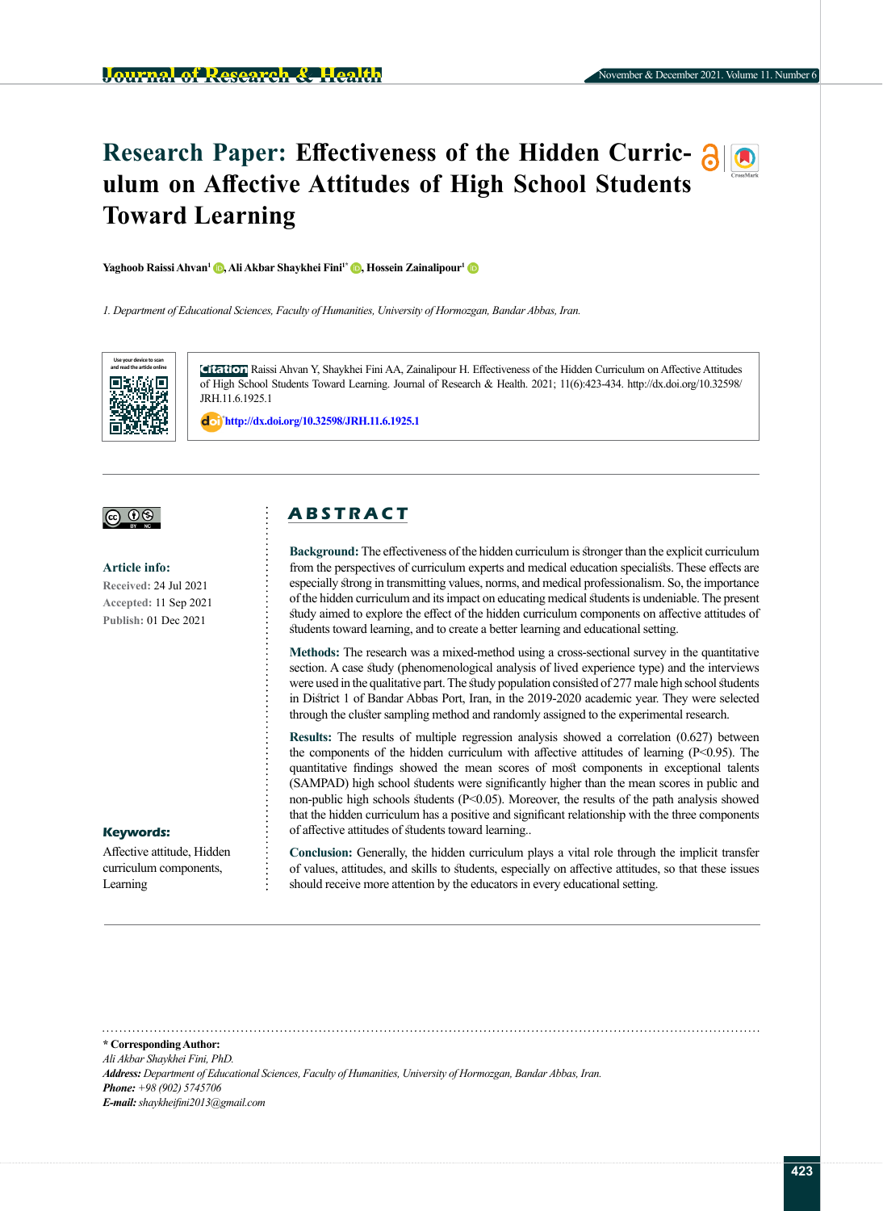# Research Paper: Effectiveness of the Hidden Curriculum on Affective Attitudes of High School Students Toward Learning

**Yaghoob Raissi Ahvan[1], Ali Akbar Shaykhei Fini[1*], Hossein Zainalipour[1]**

*1. Department of Educational Sciences, Faculty of Humanities, University of Hormozgan, Bandar Abbas, Iran.*

Use your device to scan and read the article online

**Citation** Raissi Ahvan Y, Shaykhei Fini AA, Zainalipour H. Effectiveness of the Hidden Curriculum on Affective Attitudes of High School Students Toward Learning. Journal of Research & Health. 2021; 11(6):423-434. http://dx.doi.org/10.32598/JRH.11.6.1925.1

doi http://dx.doi.org/10.32598/JRH.11.6.1925.1

**Article info:**

**Received:** 24 Jul 2021

**Accepted:** 11 Sep 2021

**Publish:** 01 Dec 2021

**Keywords:**

Affective attitude, Hidden curriculum components, Learning

## ABSTRACT

**Background:** The effectiveness of the hidden curriculum is stronger than the explicit curriculum from the perspectives of curriculum experts and medical education specialists. These effects are especially strong in transmitting values, norms, and medical professionalism. So, the importance of the hidden curriculum and its impact on educating medical students is undeniable. The present study aimed to explore the effect of the hidden curriculum components on affective attitudes of students toward learning, and to create a better learning and educational setting.

**Methods:** The research was a mixed-method using a cross-sectional survey in the quantitative section. A case study (phenomenological analysis of lived experience type) and the interviews were used in the qualitative part. The study population consisted of 277 male high school students in District 1 of Bandar Abbas Port, Iran, in the 2019-2020 academic year. They were selected through the cluster sampling method and randomly assigned to the experimental research.

**Results:** The results of multiple regression analysis showed a correlation (0.627) between the components of the hidden curriculum with affective attitudes of learning ($P<0.95$). The quantitative findings showed the mean scores of most components in exceptional talents (SAMPAD) high school students were significantly higher than the mean scores in public and non-public high schools students ($P<0.05$). Moreover, the results of the path analysis showed that the hidden curriculum has a positive and significant relationship with the three components of affective attitudes of students toward learning..

**Conclusion:** Generally, the hidden curriculum plays a vital role through the implicit transfer of values, attitudes, and skills to students, especially on affective attitudes, so that these issues should receive more attention by the educators in every educational setting.

---

**\* Corresponding Author:**

*Ali Akbar Shaykhei Fini, PhD.*

***Address:*** *Department of Educational Sciences, Faculty of Humanities, University of Hormozgan, Bandar Abbas, Iran.*

***Phone:*** *+98 (902) 5745706*

***E-mail:*** *shaykheifini2013@gmail.com*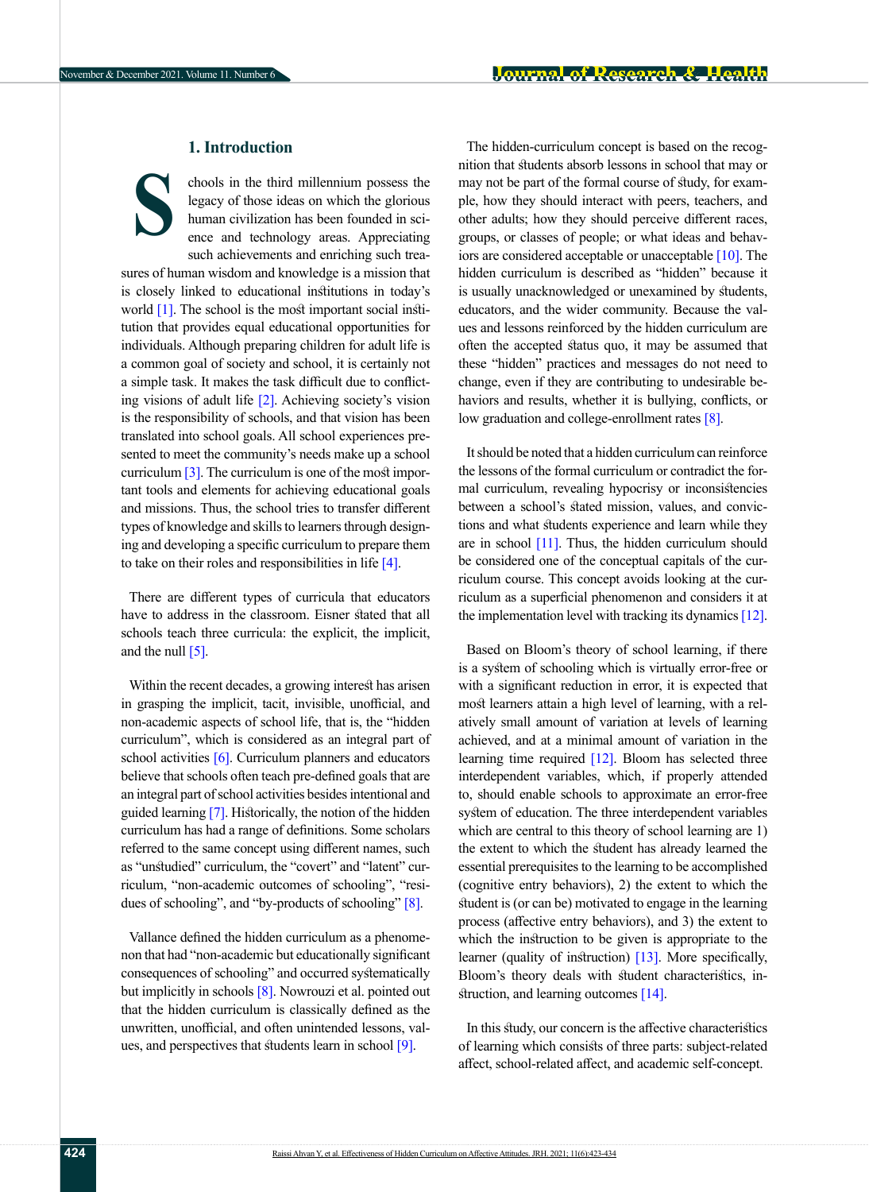## 1. Introduction

Schools in the third millennium possess the legacy of those ideas on which the glorious human civilization has been founded in science and technology areas. Appreciating such achievements and enriching such treasures of human wisdom and knowledge is a mission that is closely linked to educational institutions in today's world [1]. The school is the most important social institution that provides equal educational opportunities for individuals. Although preparing children for adult life is a common goal of society and school, it is certainly not a simple task. It makes the task difficult due to conflicting visions of adult life [2]. Achieving society's vision is the responsibility of schools, and that vision has been translated into school goals. All school experiences presented to meet the community's needs make up a school curriculum [3]. The curriculum is one of the most important tools and elements for achieving educational goals and missions. Thus, the school tries to transfer different types of knowledge and skills to learners through designing and developing a specific curriculum to prepare them to take on their roles and responsibilities in life [4].

There are different types of curricula that educators have to address in the classroom. Eisner stated that all schools teach three curricula: the explicit, the implicit, and the null [5].

Within the recent decades, a growing interest has arisen in grasping the implicit, tacit, invisible, unofficial, and non-academic aspects of school life, that is, the "hidden curriculum", which is considered as an integral part of school activities [6]. Curriculum planners and educators believe that schools often teach pre-defined goals that are an integral part of school activities besides intentional and guided learning [7]. Historically, the notion of the hidden curriculum has had a range of definitions. Some scholars referred to the same concept using different names, such as "unstudied" curriculum, the "covert" and "latent" curriculum, "non-academic outcomes of schooling", "residues of schooling", and "by-products of schooling" [8].

Vallance defined the hidden curriculum as a phenomenon that had "non-academic but educationally significant consequences of schooling" and occurred systematically but implicitly in schools [8]. Nowrouzi et al. pointed out that the hidden curriculum is classically defined as the unwritten, unofficial, and often unintended lessons, values, and perspectives that students learn in school [9].

The hidden-curriculum concept is based on the recognition that students absorb lessons in school that may or may not be part of the formal course of study, for example, how they should interact with peers, teachers, and other adults; how they should perceive different races, groups, or classes of people; or what ideas and behaviors are considered acceptable or unacceptable [10]. The hidden curriculum is described as "hidden" because it is usually unacknowledged or unexamined by students, educators, and the wider community. Because the values and lessons reinforced by the hidden curriculum are often the accepted status quo, it may be assumed that these "hidden" practices and messages do not need to change, even if they are contributing to undesirable behaviors and results, whether it is bullying, conflicts, or low graduation and college-enrollment rates [8].

It should be noted that a hidden curriculum can reinforce the lessons of the formal curriculum or contradict the formal curriculum, revealing hypocrisy or inconsistencies between a school's stated mission, values, and convictions and what students experience and learn while they are in school [11]. Thus, the hidden curriculum should be considered one of the conceptual capitals of the curriculum course. This concept avoids looking at the curriculum as a superficial phenomenon and considers it at the implementation level with tracking its dynamics [12].

Based on Bloom's theory of school learning, if there is a system of schooling which is virtually error-free or with a significant reduction in error, it is expected that most learners attain a high level of learning, with a relatively small amount of variation at levels of learning achieved, and at a minimal amount of variation in the learning time required [12]. Bloom has selected three interdependent variables, which, if properly attended to, should enable schools to approximate an error-free system of education. The three interdependent variables which are central to this theory of school learning are 1) the extent to which the student has already learned the essential prerequisites to the learning to be accomplished (cognitive entry behaviors), 2) the extent to which the student is (or can be) motivated to engage in the learning process (affective entry behaviors), and 3) the extent to which the instruction to be given is appropriate to the learner (quality of instruction) [13]. More specifically, Bloom's theory deals with student characteristics, instruction, and learning outcomes [14].

In this study, our concern is the affective characteristics of learning which consists of three parts: subject-related affect, school-related affect, and academic self-concept.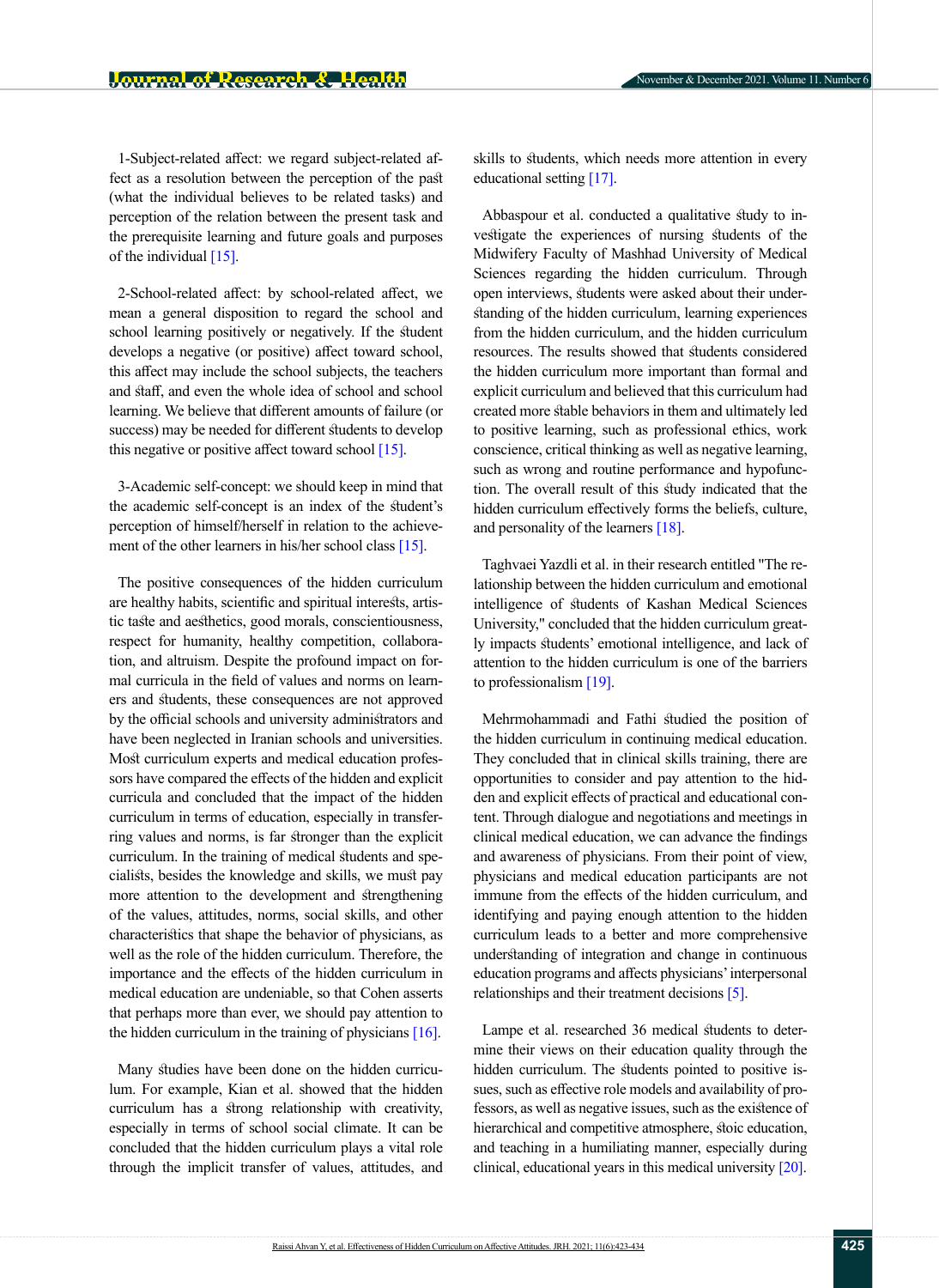1-Subject-related affect: we regard subject-related affect as a resolution between the perception of the past (what the individual believes to be related tasks) and perception of the relation between the present task and the prerequisite learning and future goals and purposes of the individual [15].

2-School-related affect: by school-related affect, we mean a general disposition to regard the school and school learning positively or negatively. If the student develops a negative (or positive) affect toward school, this affect may include the school subjects, the teachers and staff, and even the whole idea of school and school learning. We believe that different amounts of failure (or success) may be needed for different students to develop this negative or positive affect toward school [15].

3-Academic self-concept: we should keep in mind that the academic self-concept is an index of the student's perception of himself/herself in relation to the achievement of the other learners in his/her school class [15].

The positive consequences of the hidden curriculum are healthy habits, scientific and spiritual interests, artistic taste and aesthetics, good morals, conscientiousness, respect for humanity, healthy competition, collaboration, and altruism. Despite the profound impact on formal curricula in the field of values and norms on learners and students, these consequences are not approved by the official schools and university administrators and have been neglected in Iranian schools and universities. Most curriculum experts and medical education professors have compared the effects of the hidden and explicit curricula and concluded that the impact of the hidden curriculum in terms of education, especially in transferring values and norms, is far stronger than the explicit curriculum. In the training of medical students and specialists, besides the knowledge and skills, we must pay more attention to the development and strengthening of the values, attitudes, norms, social skills, and other characteristics that shape the behavior of physicians, as well as the role of the hidden curriculum. Therefore, the importance and the effects of the hidden curriculum in medical education are undeniable, so that Cohen asserts that perhaps more than ever, we should pay attention to the hidden curriculum in the training of physicians [16].

Many studies have been done on the hidden curriculum. For example, Kian et al. showed that the hidden curriculum has a strong relationship with creativity, especially in terms of school social climate. It can be concluded that the hidden curriculum plays a vital role through the implicit transfer of values, attitudes, and skills to students, which needs more attention in every educational setting [17].

Abbaspour et al. conducted a qualitative study to investigate the experiences of nursing students of the Midwifery Faculty of Mashhad University of Medical Sciences regarding the hidden curriculum. Through open interviews, students were asked about their understanding of the hidden curriculum, learning experiences from the hidden curriculum, and the hidden curriculum resources. The results showed that students considered the hidden curriculum more important than formal and explicit curriculum and believed that this curriculum had created more stable behaviors in them and ultimately led to positive learning, such as professional ethics, work conscience, critical thinking as well as negative learning, such as wrong and routine performance and hypofunction. The overall result of this study indicated that the hidden curriculum effectively forms the beliefs, culture, and personality of the learners [18].

Taghvaei Yazdli et al. in their research entitled "The relationship between the hidden curriculum and emotional intelligence of students of Kashan Medical Sciences University," concluded that the hidden curriculum greatly impacts students' emotional intelligence, and lack of attention to the hidden curriculum is one of the barriers to professionalism [19].

Mehrmohammadi and Fathi studied the position of the hidden curriculum in continuing medical education. They concluded that in clinical skills training, there are opportunities to consider and pay attention to the hidden and explicit effects of practical and educational content. Through dialogue and negotiations and meetings in clinical medical education, we can advance the findings and awareness of physicians. From their point of view, physicians and medical education participants are not immune from the effects of the hidden curriculum, and identifying and paying enough attention to the hidden curriculum leads to a better and more comprehensive understanding of integration and change in continuous education programs and affects physicians' interpersonal relationships and their treatment decisions [5].

Lampe et al. researched 36 medical students to determine their views on their education quality through the hidden curriculum. The students pointed to positive issues, such as effective role models and availability of professors, as well as negative issues, such as the existence of hierarchical and competitive atmosphere, stoic education, and teaching in a humiliating manner, especially during clinical, educational years in this medical university [20].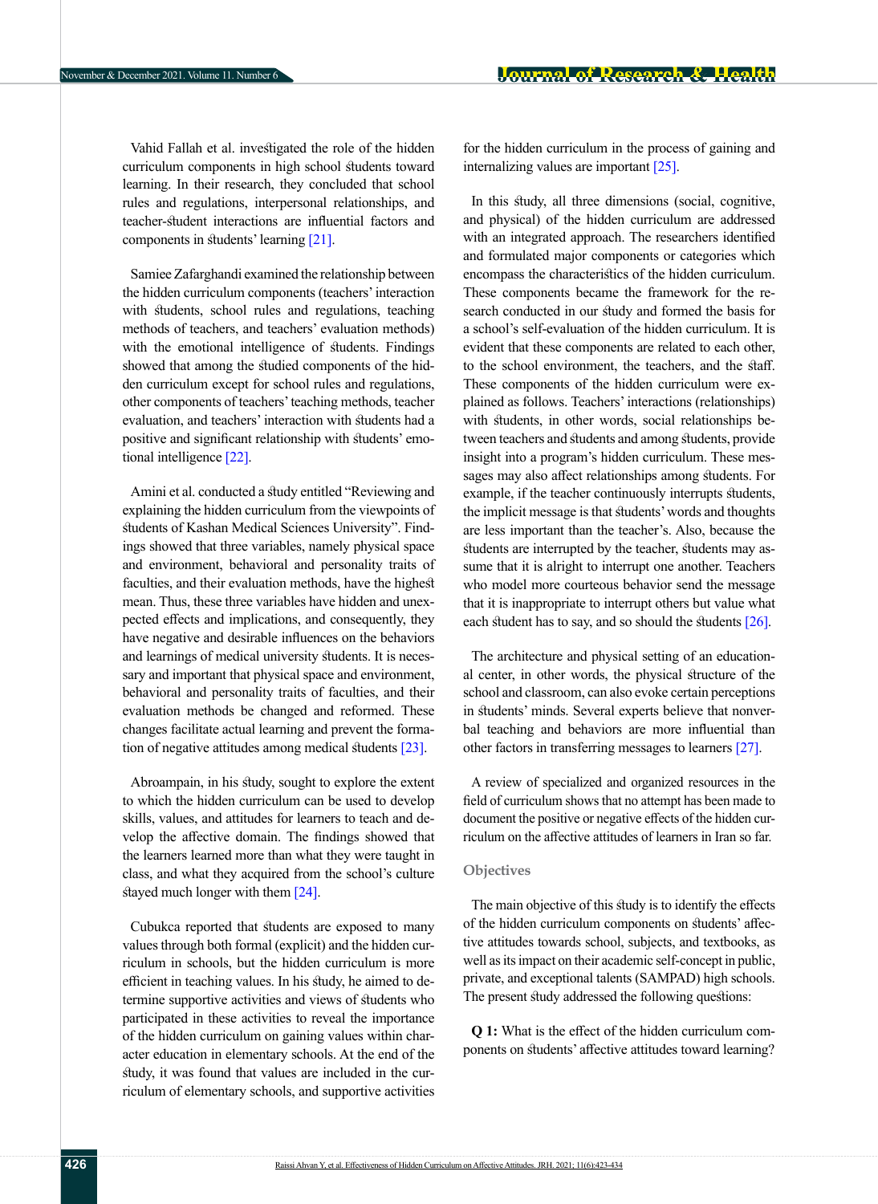Vahid Fallah et al. investigated the role of the hidden curriculum components in high school students toward learning. In their research, they concluded that school rules and regulations, interpersonal relationships, and teacher-student interactions are influential factors and components in students' learning [21].

Samiee Zafarghandi examined the relationship between the hidden curriculum components (teachers' interaction with students, school rules and regulations, teaching methods of teachers, and teachers' evaluation methods) with the emotional intelligence of students. Findings showed that among the studied components of the hidden curriculum except for school rules and regulations, other components of teachers' teaching methods, teacher evaluation, and teachers' interaction with students had a positive and significant relationship with students' emotional intelligence [22].

Amini et al. conducted a study entitled "Reviewing and explaining the hidden curriculum from the viewpoints of students of Kashan Medical Sciences University". Findings showed that three variables, namely physical space and environment, behavioral and personality traits of faculties, and their evaluation methods, have the highest mean. Thus, these three variables have hidden and unexpected effects and implications, and consequently, they have negative and desirable influences on the behaviors and learnings of medical university students. It is necessary and important that physical space and environment, behavioral and personality traits of faculties, and their evaluation methods be changed and reformed. These changes facilitate actual learning and prevent the formation of negative attitudes among medical students [23].

Abroampain, in his study, sought to explore the extent to which the hidden curriculum can be used to develop skills, values, and attitudes for learners to teach and develop the affective domain. The findings showed that the learners learned more than what they were taught in class, and what they acquired from the school's culture stayed much longer with them [24].

Cubukca reported that students are exposed to many values through both formal (explicit) and the hidden curriculum in schools, but the hidden curriculum is more efficient in teaching values. In his study, he aimed to determine supportive activities and views of students who participated in these activities to reveal the importance of the hidden curriculum on gaining values within character education in elementary schools. At the end of the study, it was found that values are included in the curriculum of elementary schools, and supportive activities for the hidden curriculum in the process of gaining and internalizing values are important [25].

In this study, all three dimensions (social, cognitive, and physical) of the hidden curriculum are addressed with an integrated approach. The researchers identified and formulated major components or categories which encompass the characteristics of the hidden curriculum. These components became the framework for the research conducted in our study and formed the basis for a school's self-evaluation of the hidden curriculum. It is evident that these components are related to each other, to the school environment, the teachers, and the staff. These components of the hidden curriculum were explained as follows. Teachers' interactions (relationships) with students, in other words, social relationships between teachers and students and among students, provide insight into a program's hidden curriculum. These messages may also affect relationships among students. For example, if the teacher continuously interrupts students, the implicit message is that students' words and thoughts are less important than the teacher's. Also, because the students are interrupted by the teacher, students may assume that it is alright to interrupt one another. Teachers who model more courteous behavior send the message that it is inappropriate to interrupt others but value what each student has to say, and so should the students [26].

The architecture and physical setting of an educational center, in other words, the physical structure of the school and classroom, can also evoke certain perceptions in students' minds. Several experts believe that nonverbal teaching and behaviors are more influential than other factors in transferring messages to learners [27].

A review of specialized and organized resources in the field of curriculum shows that no attempt has been made to document the positive or negative effects of the hidden curriculum on the affective attitudes of learners in Iran so far.

## Objectives

The main objective of this study is to identify the effects of the hidden curriculum components on students' affective attitudes towards school, subjects, and textbooks, as well as its impact on their academic self-concept in public, private, and exceptional talents (SAMPAD) high schools. The present study addressed the following questions:

**Q 1:** What is the effect of the hidden curriculum components on students' affective attitudes toward learning?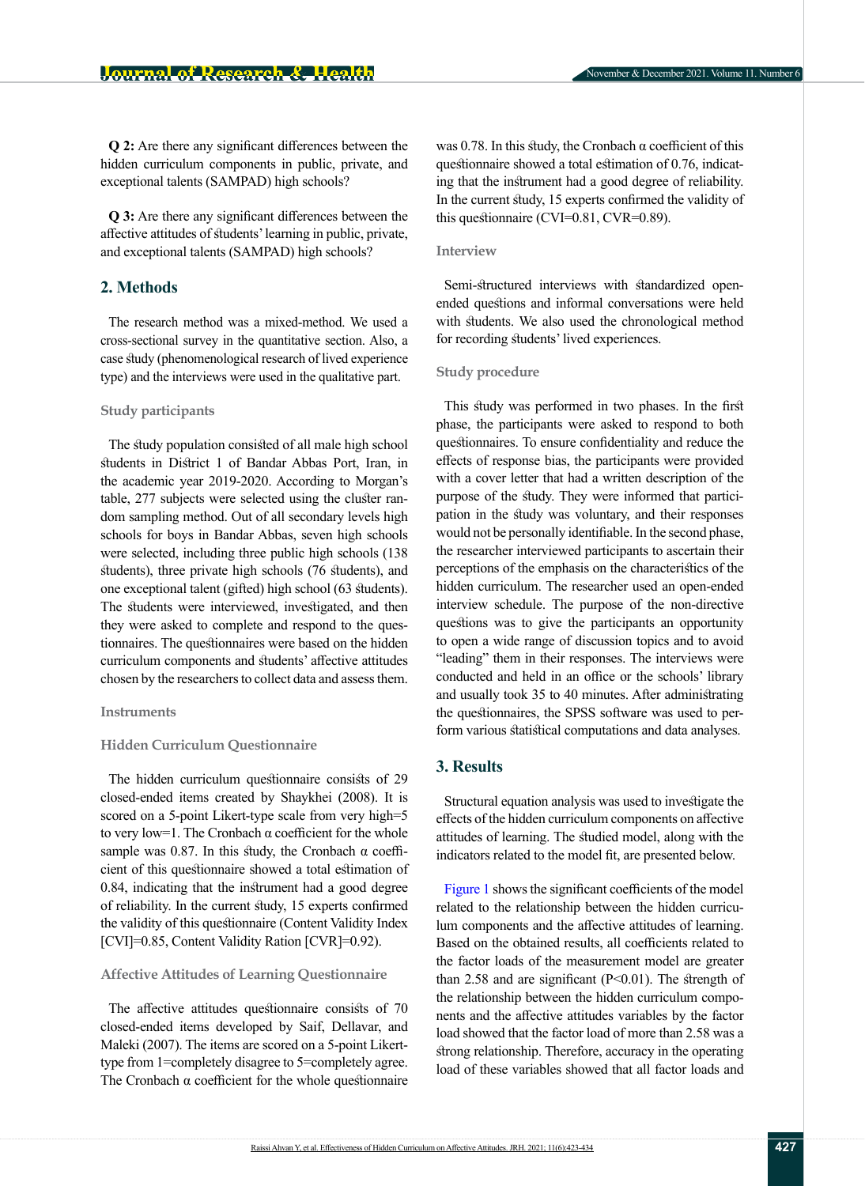**Q 2:** Are there any significant differences between the hidden curriculum components in public, private, and exceptional talents (SAMPAD) high schools?

**Q 3:** Are there any significant differences between the affective attitudes of students' learning in public, private, and exceptional talents (SAMPAD) high schools?

## 2. Methods

The research method was a mixed-method. We used a cross-sectional survey in the quantitative section. Also, a case study (phenomenological research of lived experience type) and the interviews were used in the qualitative part.

### Study participants

The study population consisted of all male high school students in District 1 of Bandar Abbas Port, Iran, in the academic year 2019-2020. According to Morgan's table, 277 subjects were selected using the cluster random sampling method. Out of all secondary levels high schools for boys in Bandar Abbas, seven high schools were selected, including three public high schools (138 students), three private high schools (76 students), and one exceptional talent (gifted) high school (63 students). The students were interviewed, investigated, and then they were asked to complete and respond to the questionnaires. The questionnaires were based on the hidden curriculum components and students' affective attitudes chosen by the researchers to collect data and assess them.

### Instruments

#### Hidden Curriculum Questionnaire

The hidden curriculum questionnaire consists of 29 closed-ended items created by Shaykhei (2008). It is scored on a 5-point Likert-type scale from very high=5 to very low=1. The Cronbach α coefficient for the whole sample was 0.87. In this study, the Cronbach α coefficient of this questionnaire showed a total estimation of 0.84, indicating that the instrument had a good degree of reliability. In the current study, 15 experts confirmed the validity of this questionnaire (Content Validity Index [CVI]=0.85, Content Validity Ration [CVR]=0.92).

#### Affective Attitudes of Learning Questionnaire

The affective attitudes questionnaire consists of 70 closed-ended items developed by Saif, Dellavar, and Maleki (2007). The items are scored on a 5-point Likert-type from 1=completely disagree to 5=completely agree. The Cronbach α coefficient for the whole questionnaire was 0.78. In this study, the Cronbach α coefficient of this questionnaire showed a total estimation of 0.76, indicating that the instrument had a good degree of reliability. In the current study, 15 experts confirmed the validity of this questionnaire (CVI=0.81, CVR=0.89).

#### Interview

Semi-structured interviews with standardized open-ended questions and informal conversations were held with students. We also used the chronological method for recording students' lived experiences.

### Study procedure

This study was performed in two phases. In the first phase, the participants were asked to respond to both questionnaires. To ensure confidentiality and reduce the effects of response bias, the participants were provided with a cover letter that had a written description of the purpose of the study. They were informed that participation in the study was voluntary, and their responses would not be personally identifiable. In the second phase, the researcher interviewed participants to ascertain their perceptions of the emphasis on the characteristics of the hidden curriculum. The researcher used an open-ended interview schedule. The purpose of the non-directive questions was to give the participants an opportunity to open a wide range of discussion topics and to avoid "leading" them in their responses. The interviews were conducted and held in an office or the schools' library and usually took 35 to 40 minutes. After administrating the questionnaires, the SPSS software was used to perform various statistical computations and data analyses.

## 3. Results

Structural equation analysis was used to investigate the effects of the hidden curriculum components on affective attitudes of learning. The studied model, along with the indicators related to the model fit, are presented below.

Figure 1 shows the significant coefficients of the model related to the relationship between the hidden curriculum components and the affective attitudes of learning. Based on the obtained results, all coefficients related to the factor loads of the measurement model are greater than 2.58 and are significant (P<0.01). The strength of the relationship between the hidden curriculum components and the affective attitudes variables by the factor load showed that the factor load of more than 2.58 was a strong relationship. Therefore, accuracy in the operating load of these variables showed that all factor loads and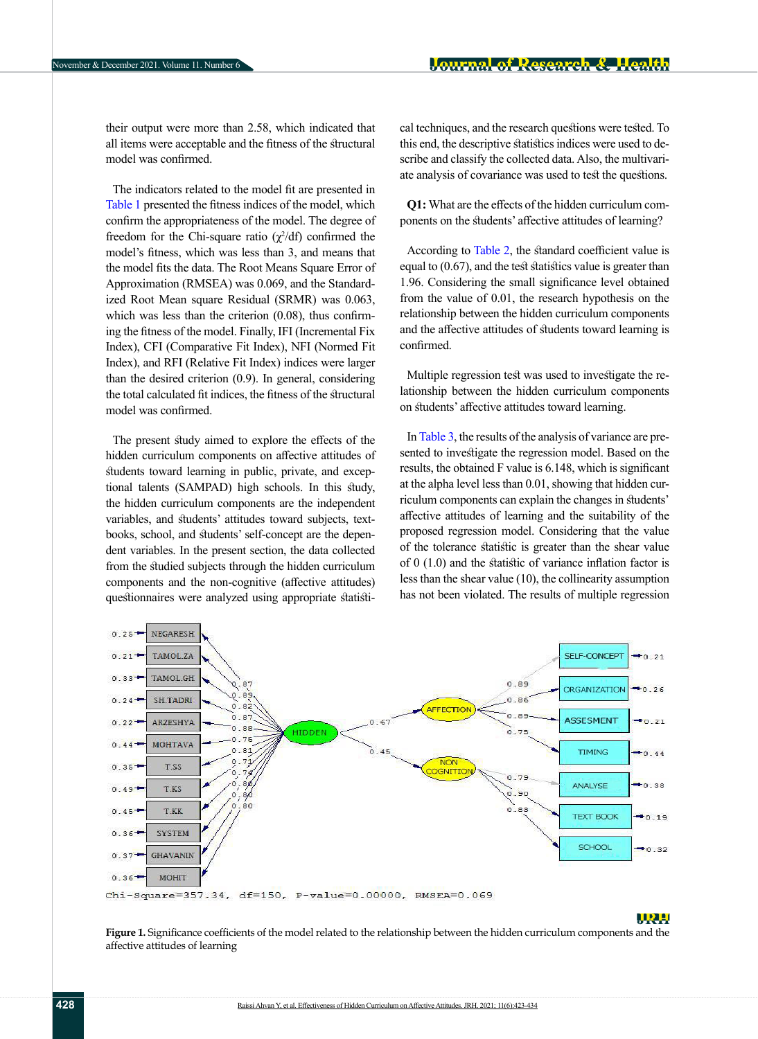their output were more than 2.58, which indicated that all items were acceptable and the fitness of the structural model was confirmed.

The indicators related to the model fit are presented in Table 1 presented the fitness indices of the model, which confirm the appropriateness of the model. The degree of freedom for the Chi-square ratio ($\chi^2$/df) confirmed the model's fitness, which was less than 3, and means that the model fits the data. The Root Means Square Error of Approximation (RMSEA) was 0.069, and the Standardized Root Mean square Residual (SRMR) was 0.063, which was less than the criterion (0.08), thus confirming the fitness of the model. Finally, IFI (Incremental Fix Index), CFI (Comparative Fit Index), NFI (Normed Fit Index), and RFI (Relative Fit Index) indices were larger than the desired criterion (0.9). In general, considering the total calculated fit indices, the fitness of the structural model was confirmed.

The present study aimed to explore the effects of the hidden curriculum components on affective attitudes of students toward learning in public, private, and exceptional talents (SAMPAD) high schools. In this study, the hidden curriculum components are the independent variables, and students' attitudes toward subjects, textbooks, school, and students' self-concept are the dependent variables. In the present section, the data collected from the studied subjects through the hidden curriculum components and the non-cognitive (affective attitudes) questionnaires were analyzed using appropriate statistical techniques, and the research questions were tested. To this end, the descriptive statistics indices were used to describe and classify the collected data. Also, the multivariate analysis of covariance was used to test the questions.

**Q1:** What are the effects of the hidden curriculum components on the students' affective attitudes of learning?

According to Table 2, the standard coefficient value is equal to (0.67), and the test statistics value is greater than 1.96. Considering the small significance level obtained from the value of 0.01, the research hypothesis on the relationship between the hidden curriculum components and the affective attitudes of students toward learning is confirmed.

Multiple regression test was used to investigate the relationship between the hidden curriculum components on students' affective attitudes toward learning.

In Table 3, the results of the analysis of variance are presented to investigate the regression model. Based on the results, the obtained F value is 6.148, which is significant at the alpha level less than 0.01, showing that hidden curriculum components can explain the changes in students' affective attitudes of learning and the suitability of the proposed regression model. Considering that the value of the tolerance statistic is greater than the shear value of 0 (1.0) and the statistic of variance inflation factor is less than the shear value (10), the collinearity assumption has not been violated. The results of multiple regression

**Figure 1.** Significance coefficients of the model related to the relationship between the hidden curriculum components and the affective attitudes of learning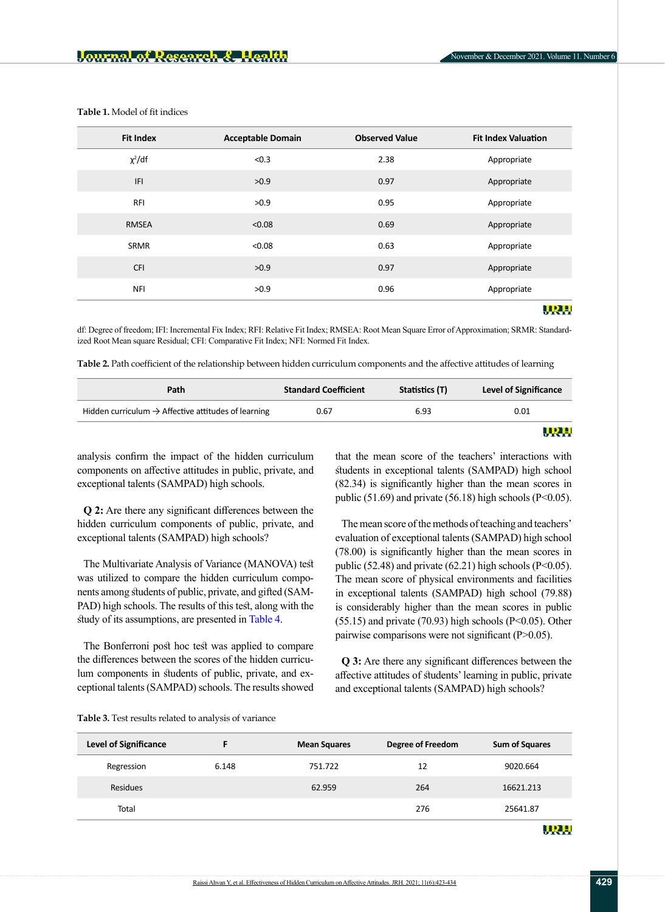**Table 1.** Model of fit indices

| Fit Index | Acceptable Domain | Observed Value | Fit Index Valuation |
|---|---|---|---|
| $\chi^2$/df | <0.3 | 2.38 | Appropriate |
| IFI | >0.9 | 0.97 | Appropriate |
| RFI | >0.9 | 0.95 | Appropriate |
| RMSEA | <0.08 | 0.69 | Appropriate |
| SRMR | <0.08 | 0.63 | Appropriate |
| CFI | >0.9 | 0.97 | Appropriate |
| NFI | >0.9 | 0.96 | Appropriate |

df: Degree of freedom; IFI: Incremental Fix Index; RFI: Relative Fit Index; RMSEA: Root Mean Square Error of Approximation; SRMR: Standardized Root Mean square Residual; CFI: Comparative Fit Index; NFI: Normed Fit Index.

**Table 2.** Path coefficient of the relationship between hidden curriculum components and the affective attitudes of learning

| Path | Standard Coefficient | Statistics (T) | Level of Significance |
|---|---|---|---|
| Hidden curriculum → Affective attitudes of learning | 0.67 | 6.93 | 0.01 |

analysis confirm the impact of the hidden curriculum components on affective attitudes in public, private, and exceptional talents (SAMPAD) high schools.

**Q 2:** Are there any significant differences between the hidden curriculum components of public, private, and exceptional talents (SAMPAD) high schools?

The Multivariate Analysis of Variance (MANOVA) test was utilized to compare the hidden curriculum components among students of public, private, and gifted (SAMPAD) high schools. The results of this test, along with the study of its assumptions, are presented in Table 4.

The Bonferroni post hoc test was applied to compare the differences between the scores of the hidden curriculum components in students of public, private, and exceptional talents (SAMPAD) schools. The results showed that the mean score of the teachers' interactions with students in exceptional talents (SAMPAD) high school (82.34) is significantly higher than the mean scores in public (51.69) and private (56.18) high schools ($P<0.05$).

The mean score of the methods of teaching and teachers' evaluation of exceptional talents (SAMPAD) high school (78.00) is significantly higher than the mean scores in public (52.48) and private (62.21) high schools ($P<0.05$). The mean score of physical environments and facilities in exceptional talents (SAMPAD) high school (79.88) is considerably higher than the mean scores in public (55.15) and private (70.93) high schools ($P<0.05$). Other pairwise comparisons were not significant ($P>0.05$).

**Q 3:** Are there any significant differences between the affective attitudes of students' learning in public, private and exceptional talents (SAMPAD) high schools?

**Table 3.** Test results related to analysis of variance

| Level of Significance | F | Mean Squares | Degree of Freedom | Sum of Squares |
|---|---|---|---|---|
| Regression | 6.148 | 751.722 | 12 | 9020.664 |
| Residues | | 62.959 | 264 | 16621.213 |
| Total | | | 276 | 25641.87 |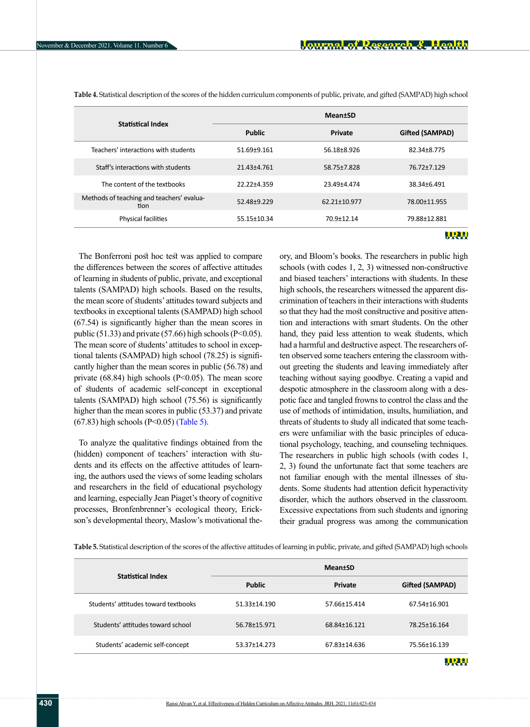**Table 4.** Statistical description of the scores of the hidden curriculum components of public, private, and gifted (SAMPAD) high school

| Statistical Index | Mean±SD | | |
|---|---|---|---|
| | Public | Private | Gifted (SAMPAD) |
| Teachers' interactions with students | 51.69±9.161 | 56.18±8.926 | 82.34±8.775 |
| Staff's interactions with students | 21.43±4.761 | 58.75±7.828 | 76.72±7.129 |
| The content of the textbooks | 22.22±4.359 | 23.49±4.474 | 38.34±6.491 |
| Methods of teaching and teachers' evaluation | 52.48±9.229 | 62.21±10.977 | 78.00±11.955 |
| Physical facilities | 55.15±10.34 | 70.9±12.14 | 79.88±12.881 |

The Bonferroni post hoc test was applied to compare the differences between the scores of affective attitudes of learning in students of public, private, and exceptional talents (SAMPAD) high schools. Based on the results, the mean score of students' attitudes toward subjects and textbooks in exceptional talents (SAMPAD) high school (67.54) is significantly higher than the mean scores in public (51.33) and private (57.66) high schools ($P<0.05$). The mean score of students' attitudes to school in exceptional talents (SAMPAD) high school (78.25) is significantly higher than the mean scores in public (56.78) and private (68.84) high schools ($P<0.05$). The mean score of students of academic self-concept in exceptional talents (SAMPAD) high school (75.56) is significantly higher than the mean scores in public (53.37) and private (67.83) high schools ($P<0.05$) (Table 5).

To analyze the qualitative findings obtained from the (hidden) component of teachers' interaction with students and its effects on the affective attitudes of learning, the authors used the views of some leading scholars and researchers in the field of educational psychology and learning, especially Jean Piaget's theory of cognitive processes, Bronfenbrenner's ecological theory, Erickson's developmental theory, Maslow's motivational theory, and Bloom's books. The researchers in public high schools (with codes 1, 2, 3) witnessed non-constructive and biased teachers' interactions with students. In these high schools, the researchers witnessed the apparent discrimination of teachers in their interactions with students so that they had the most constructive and positive attention and interactions with smart students. On the other hand, they paid less attention to weak students, which had a harmful and destructive aspect. The researchers often observed some teachers entering the classroom without greeting the students and leaving immediately after teaching without saying goodbye. Creating a vapid and despotic atmosphere in the classroom along with a despotic face and tangled frowns to control the class and the use of methods of intimidation, insults, humiliation, and threats of students to study all indicated that some teachers were unfamiliar with the basic principles of educational psychology, teaching, and counseling techniques. The researchers in public high schools (with codes 1, 2, 3) found the unfortunate fact that some teachers are not familiar enough with the mental illnesses of students. Some students had attention deficit hyperactivity disorder, which the authors observed in the classroom. Excessive expectations from such students and ignoring their gradual progress was among the communication

**Table 5.** Statistical description of the scores of the affective attitudes of learning in public, private, and gifted (SAMPAD) high schools

| Statistical Index | Mean±SD | | |
|---|---|---|---|
| | Public | Private | Gifted (SAMPAD) |
| Students' attitudes toward textbooks | 51.33±14.190 | 57.66±15.414 | 67.54±16.901 |
| Students' attitudes toward school | 56.78±15.971 | 68.84±16.121 | 78.25±16.164 |
| Students' academic self-concept | 53.37±14.273 | 67.83±14.636 | 75.56±16.139 |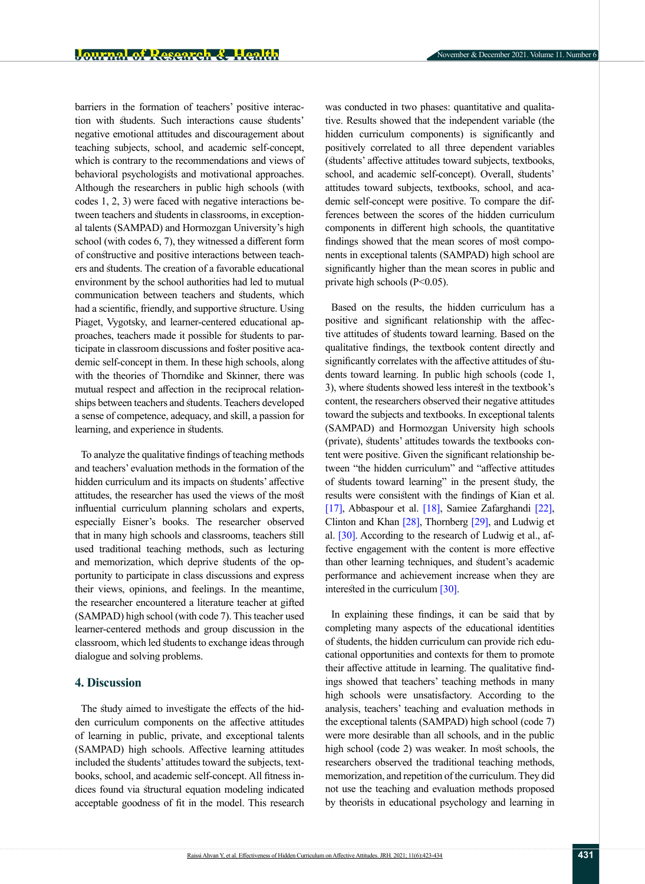barriers in the formation of teachers' positive interaction with students. Such interactions cause students' negative emotional attitudes and discouragement about teaching subjects, school, and academic self-concept, which is contrary to the recommendations and views of behavioral psychologists and motivational approaches. Although the researchers in public high schools (with codes 1, 2, 3) were faced with negative interactions between teachers and students in classrooms, in exceptional talents (SAMPAD) and Hormozgan University's high school (with codes 6, 7), they witnessed a different form of constructive and positive interactions between teachers and students. The creation of a favorable educational environment by the school authorities had led to mutual communication between teachers and students, which had a scientific, friendly, and supportive structure. Using Piaget, Vygotsky, and learner-centered educational approaches, teachers made it possible for students to participate in classroom discussions and foster positive academic self-concept in them. In these high schools, along with the theories of Thorndike and Skinner, there was mutual respect and affection in the reciprocal relationships between teachers and students. Teachers developed a sense of competence, adequacy, and skill, a passion for learning, and experience in students.

To analyze the qualitative findings of teaching methods and teachers' evaluation methods in the formation of the hidden curriculum and its impacts on students' affective attitudes, the researcher has used the views of the most influential curriculum planning scholars and experts, especially Eisner's books. The researcher observed that in many high schools and classrooms, teachers still used traditional teaching methods, such as lecturing and memorization, which deprive students of the opportunity to participate in class discussions and express their views, opinions, and feelings. In the meantime, the researcher encountered a literature teacher at gifted (SAMPAD) high school (with code 7). This teacher used learner-centered methods and group discussion in the classroom, which led students to exchange ideas through dialogue and solving problems.

## 4. Discussion

The study aimed to investigate the effects of the hidden curriculum components on the affective attitudes of learning in public, private, and exceptional talents (SAMPAD) high schools. Affective learning attitudes included the students' attitudes toward the subjects, textbooks, school, and academic self-concept. All fitness indices found via structural equation modeling indicated acceptable goodness of fit in the model. This research was conducted in two phases: quantitative and qualitative. Results showed that the independent variable (the hidden curriculum components) is significantly and positively correlated to all three dependent variables (students' affective attitudes toward subjects, textbooks, school, and academic self-concept). Overall, students' attitudes toward subjects, textbooks, school, and academic self-concept were positive. To compare the differences between the scores of the hidden curriculum components in different high schools, the quantitative findings showed that the mean scores of most components in exceptional talents (SAMPAD) high school are significantly higher than the mean scores in public and private high schools ($P<0.05$).

Based on the results, the hidden curriculum has a positive and significant relationship with the affective attitudes of students toward learning. Based on the qualitative findings, the textbook content directly and significantly correlates with the affective attitudes of students toward learning. In public high schools (code 1, 3), where students showed less interest in the textbook's content, the researchers observed their negative attitudes toward the subjects and textbooks. In exceptional talents (SAMPAD) and Hormozgan University high schools (private), students' attitudes towards the textbooks content were positive. Given the significant relationship between "the hidden curriculum" and "affective attitudes of students toward learning" in the present study, the results were consistent with the findings of Kian et al. [17], Abbaspour et al. [18], Samiee Zafarghandi [22], Clinton and Khan [28], Thornberg [29], and Ludwig et al. [30]. According to the research of Ludwig et al., affective engagement with the content is more effective than other learning techniques, and student's academic performance and achievement increase when they are interested in the curriculum [30].

In explaining these findings, it can be said that by completing many aspects of the educational identities of students, the hidden curriculum can provide rich educational opportunities and contexts for them to promote their affective attitude in learning. The qualitative findings showed that teachers' teaching methods in many high schools were unsatisfactory. According to the analysis, teachers' teaching and evaluation methods in the exceptional talents (SAMPAD) high school (code 7) were more desirable than all schools, and in the public high school (code 2) was weaker. In most schools, the researchers observed the traditional teaching methods, memorization, and repetition of the curriculum. They did not use the teaching and evaluation methods proposed by theorists in educational psychology and learning in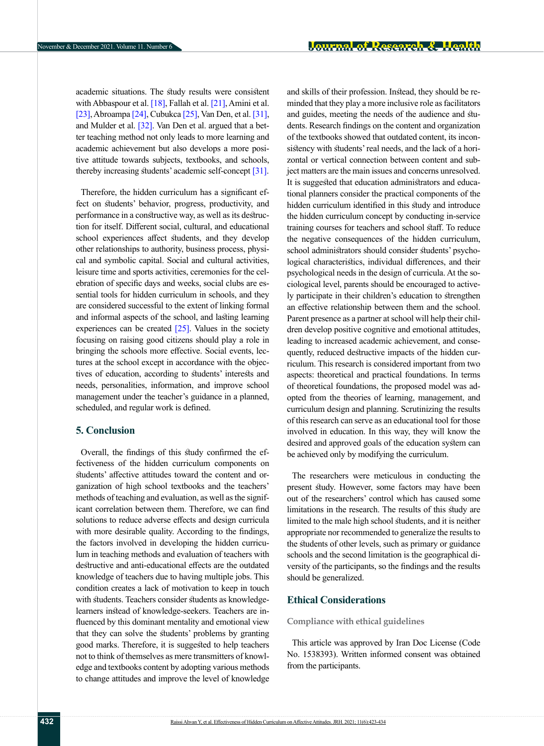academic situations. The study results were consistent with Abbaspour et al. [18], Fallah et al. [21], Amini et al. [23], Abroampa [24], Cubukca [25], Van Den, et al. [31], and Mulder et al. [32]. Van Den et al. argued that a better teaching method not only leads to more learning and academic achievement but also develops a more positive attitude towards subjects, textbooks, and schools, thereby increasing students' academic self-concept [31].

Therefore, the hidden curriculum has a significant effect on students' behavior, progress, productivity, and performance in a constructive way, as well as its destruction for itself. Different social, cultural, and educational school experiences affect students, and they develop other relationships to authority, business process, physical and symbolic capital. Social and cultural activities, leisure time and sports activities, ceremonies for the celebration of specific days and weeks, social clubs are essential tools for hidden curriculum in schools, and they are considered successful to the extent of linking formal and informal aspects of the school, and lasting learning experiences can be created [25]. Values in the society focusing on raising good citizens should play a role in bringing the schools more effective. Social events, lectures at the school except in accordance with the objectives of education, according to students' interests and needs, personalities, information, and improve school management under the teacher's guidance in a planned, scheduled, and regular work is defined.

## 5. Conclusion

Overall, the findings of this study confirmed the effectiveness of the hidden curriculum components on students' affective attitudes toward the content and organization of high school textbooks and the teachers' methods of teaching and evaluation, as well as the significant correlation between them. Therefore, we can find solutions to reduce adverse effects and design curricula with more desirable quality. According to the findings, the factors involved in developing the hidden curriculum in teaching methods and evaluation of teachers with destructive and anti-educational effects are the outdated knowledge of teachers due to having multiple jobs. This condition creates a lack of motivation to keep in touch with students. Teachers consider students as knowledge-learners instead of knowledge-seekers. Teachers are influenced by this dominant mentality and emotional view that they can solve the students' problems by granting good marks. Therefore, it is suggested to help teachers not to think of themselves as mere transmitters of knowledge and textbooks content by adopting various methods to change attitudes and improve the level of knowledge and skills of their profession. Instead, they should be reminded that they play a more inclusive role as facilitators and guides, meeting the needs of the audience and students. Research findings on the content and organization of the textbooks showed that outdated content, its inconsistency with students' real needs, and the lack of a horizontal or vertical connection between content and subject matters are the main issues and concerns unresolved. It is suggested that education administrators and educational planners consider the practical components of the hidden curriculum identified in this study and introduce the hidden curriculum concept by conducting in-service training courses for teachers and school staff. To reduce the negative consequences of the hidden curriculum, school administrators should consider students' psychological characteristics, individual differences, and their psychological needs in the design of curricula. At the sociological level, parents should be encouraged to actively participate in their children's education to strengthen an effective relationship between them and the school. Parent presence as a partner at school will help their children develop positive cognitive and emotional attitudes, leading to increased academic achievement, and consequently, reduced destructive impacts of the hidden curriculum. This research is considered important from two aspects: theoretical and practical foundations. In terms of theoretical foundations, the proposed model was adopted from the theories of learning, management, and curriculum design and planning. Scrutinizing the results of this research can serve as an educational tool for those involved in education. In this way, they will know the desired and approved goals of the education system can be achieved only by modifying the curriculum.

The researchers were meticulous in conducting the present study. However, some factors may have been out of the researchers' control which has caused some limitations in the research. The results of this study are limited to the male high school students, and it is neither appropriate nor recommended to generalize the results to the students of other levels, such as primary or guidance schools and the second limitation is the geographical diversity of the participants, so the findings and the results should be generalized.

## Ethical Considerations

### Compliance with ethical guidelines

This article was approved by Iran Doc License (Code No. 1538393). Written informed consent was obtained from the participants.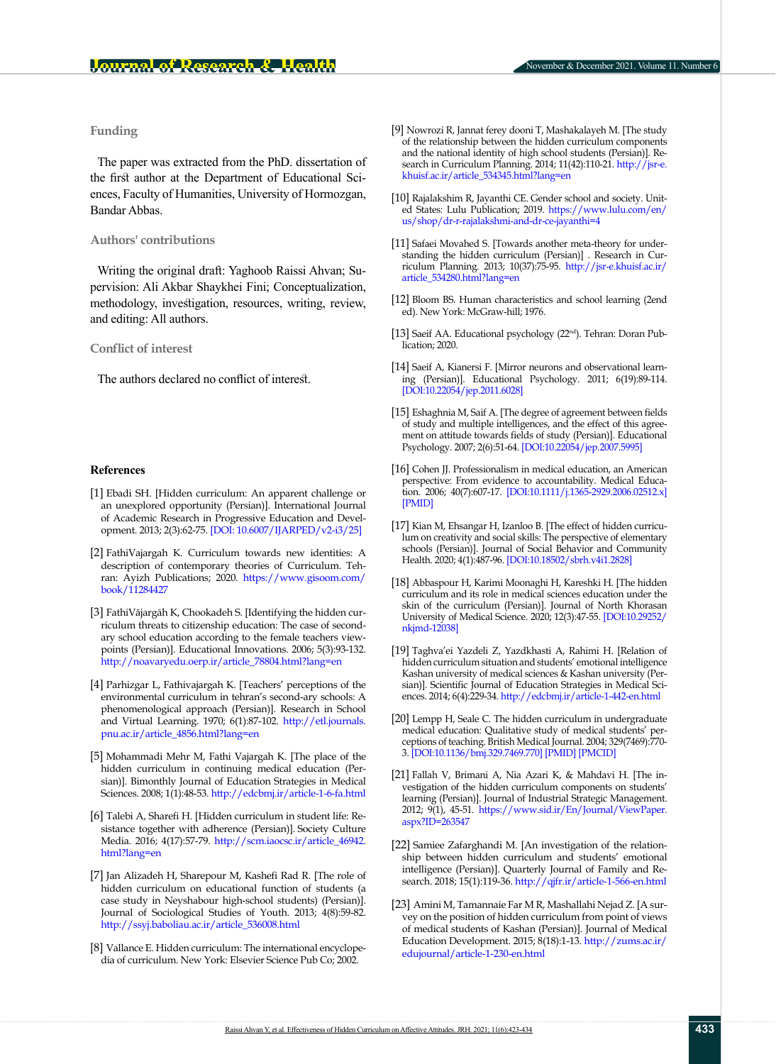## Funding

The paper was extracted from the PhD. dissertation of the first author at the Department of Educational Sciences, Faculty of Humanities, University of Hormozgan, Bandar Abbas.

## Authors' contributions

Writing the original draft: Yaghoob Raissi Ahvan; Supervision: Ali Akbar Shaykhei Fini; Conceptualization, methodology, investigation, resources, writing, review, and editing: All authors.

## Conflict of interest

The authors declared no conflict of interest.

## References

[1] Ebadi SH. [Hidden curriculum: An apparent challenge or an unexplored opportunity (Persian)]. International Journal of Academic Research in Progressive Education and Development. 2013; 2(3):62-75. [DOI: 10.6007/IJARPED/v2-i3/25]

[2] FathiVajargah K. Curriculum towards new identities: A description of contemporary theories of Curriculum. Tehran: Ayizh Publications; 2020. https://www.gisoom.com/book/11284427

[3] FathiVājargāh K, Chookadeh S. [Identifying the hidden curriculum threats to citizenship education: The case of secondary school education according to the female teachers viewpoints (Persian)]. Educational Innovations. 2006; 5(3):93-132. http://noavaryedu.oerp.ir/article_78804.html?lang=en

[4] Parhizgar L, Fathivajargah K. [Teachers' perceptions of the environmental curriculum in tehran's second-ary schools: A phenomenological approach (Persian)]. Research in School and Virtual Learning. 1970; 6(1):87-102. http://etl.journals.pnu.ac.ir/article_4856.html?lang=en

[5] Mohammadi Mehr M, Fathi Vajargah K. [The place of the hidden curriculum in continuing medical education (Persian)]. Bimonthly Journal of Education Strategies in Medical Sciences. 2008; 1(1):48-53. http://edcbmj.ir/article-1-6-fa.html

[6] Talebi A, Sharefi H. [Hidden curriculum in student life: Resistance together with adherence (Persian)]. Society Culture Media. 2016; 4(17):57-79. http://scm.iaocsc.ir/article_46942.html?lang=en

[7] Jan Alizadeh H, Sharepour M, Kashefi Rad R. [The role of hidden curriculum on educational function of students (a case study in Neyshabour high-school students) (Persian)]. Journal of Sociological Studies of Youth. 2013; 4(8):59-82. http://ssyj.baboliau.ac.ir/article_536008.html

[8] Vallance E. Hidden curriculum: The international encyclopedia of curriculum. New York: Elsevier Science Pub Co; 2002.

[9] Nowrozi R, Jannat ferey dooni T, Mashakalayeh M. [The study of the relationship between the hidden curriculum components and the national identity of high school students (Persian)]. Research in Curriculum Planning. 2014; 11(42):110-21. http://jsr-e.khuisf.ac.ir/article_534345.html?lang=en

[10] Rajalakshim R, Jayanthi CE. Gender school and society. United States: Lulu Publication; 2019. https://www.lulu.com/en/us/shop/dr-r-rajalakshmi-and-dr-ce-jayanthi=4

[11] Safaei Movahed S. [Towards another meta-theory for understanding the hidden curriculum (Persian)] . Research in Curriculum Planning. 2013; 10(37):75-95. http://jsr-e.khuisf.ac.ir/article_534280.html?lang=en

[12] Bloom BS. Human characteristics and school learning (2end ed). New York: McGraw-hill; 1976.

[13] Saeif AA. Educational psychology (22nd). Tehran: Doran Publication; 2020.

[14] Saeif A, Kianersi F. [Mirror neurons and observational learning (Persian)]. Educational Psychology. 2011; 6(19):89-114. [DOI:10.22054/jep.2011.6028]

[15] Eshaghnia M, Saif A. [The degree of agreement between fields of study and multiple intelligences, and the effect of this agreement on attitude towards fields of study (Persian)]. Educational Psychology. 2007; 2(6):51-64. [DOI:10.22054/jep.2007.5995]

[16] Cohen JJ. Professionalism in medical education, an American perspective: From evidence to accountability. Medical Education. 2006; 40(7):607-17. [DOI:10.1111/j.1365-2929.2006.02512.x] [PMID]

[17] Kian M, Ehsangar H, Izanloo B. [The effect of hidden curriculum on creativity and social skills: The perspective of elementary schools (Persian)]. Journal of Social Behavior and Community Health. 2020; 4(1):487-96. [DOI:10.18502/sbrh.v4i1.2828]

[18] Abbaspour H, Karimi Moonaghi H, Kareshki H. [The hidden curriculum and its role in medical sciences education under the skin of the curriculum (Persian)]. Journal of North Khorasan University of Medical Science. 2020; 12(3):47-55. [DOI:10.29252/nkjmd-12038]

[19] Taghva'ei Yazdeli Z, Yazdkhasti A, Rahimi H. [Relation of hidden curriculum situation and students' emotional intelligence Kashan university of medical sciences & Kashan university (Persian)]. Scientific Journal of Education Strategies in Medical Sciences. 2014; 6(4):229-34. http://edcbmj.ir/article-1-442-en.html

[20] Lempp H, Seale C. The hidden curriculum in undergraduate medical education: Qualitative study of medical students' perceptions of teaching. British Medical Journal. 2004; 329(7469):770-3. [DOI:10.1136/bmj.329.7469.770] [PMID] [PMCID]

[21] Fallah V, Brimani A, Nia Azari K, & Mahdavi H. [The investigation of the hidden curriculum components on students' learning (Persian)]. Journal of Industrial Strategic Management. 2012; 9(1), 45-51. https://www.sid.ir/En/Journal/ViewPaper.aspx?ID=263547

[22] Samiee Zafarghandi M. [An investigation of the relationship between hidden curriculum and students' emotional intelligence (Persian)]. Quarterly Journal of Family and Research. 2018; 15(1):119-36. http://qjfr.ir/article-1-566-en.html

[23] Amini M, Tamannaie Far M R, Mashallahi Nejad Z. [A survey on the position of hidden curriculum from point of views of medical students of Kashan (Persian)]. Journal of Medical Education Development. 2015; 8(18):1-13. http://zums.ac.ir/edujournal/article-1-230-en.html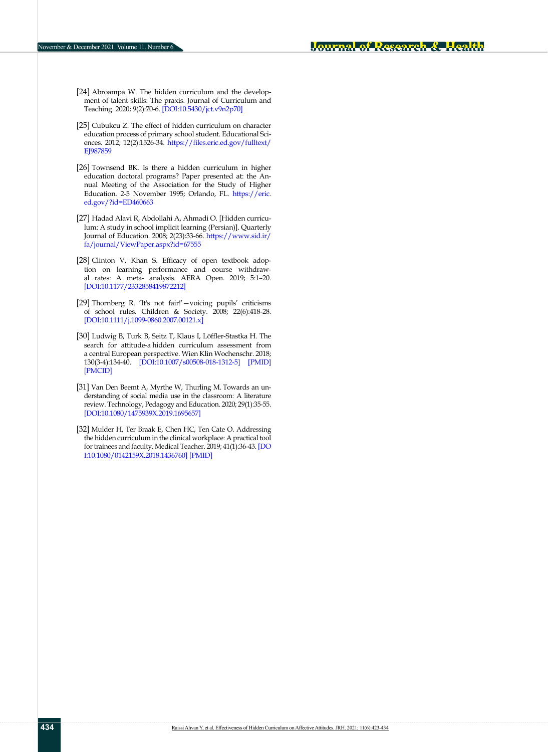[24] Abroampa W. The hidden curriculum and the development of talent skills: The praxis. Journal of Curriculum and Teaching. 2020; 9(2):70-6. [DOI:10.5430/jct.v9n2p70]

[25] Cubukcu Z. The effect of hidden curriculum on character education process of primary school student. Educational Sciences. 2012; 12(2):1526-34. https://files.eric.ed.gov/fulltext/EJ987859

[26] Townsend BK. Is there a hidden curriculum in higher education doctoral programs? Paper presented at: the Annual Meeting of the Association for the Study of Higher Education. 2-5 November 1995; Orlando, FL. https://eric.ed.gov/?id=ED460663

[27] Hadad Alavi R, Abdollahi A, Ahmadi O. [Hidden curriculum: A study in school implicit learning (Persian)]. Quarterly Journal of Education. 2008; 2(23):33-66. https://www.sid.ir/fa/journal/ViewPaper.aspx?id=67555

[28] Clinton V, Khan S. Efficacy of open textbook adoption on learning performance and course withdrawal rates: A meta- analysis. AERA Open. 2019; 5:1–20. [DOI:10.1177/2332858419872212]

[29] Thornberg R. 'It's not fair!'—voicing pupils' criticisms of school rules. Children & Society. 2008; 22(6):418-28. [DOI:10.1111/j.1099-0860.2007.00121.x]

[30] Ludwig B, Turk B, Seitz T, Klaus I, Löffler-Stastka H. The search for attitude-a hidden curriculum assessment from a central European perspective. Wien Klin Wochenschr. 2018; 130(3-4):134-40. [DOI:10.1007/s00508-018-1312-5] [PMID] [PMCID]

[31] Van Den Beemt A, Myrthe W, Thurling M. Towards an understanding of social media use in the classroom: A literature review. Technology, Pedagogy and Education. 2020; 29(1):35-55. [DOI:10.1080/1475939X.2019.1695657]

[32] Mulder H, Ter Braak E, Chen HC, Ten Cate O. Addressing the hidden curriculum in the clinical workplace: A practical tool for trainees and faculty. Medical Teacher. 2019; 41(1):36-43. [DOI:10.1080/0142159X.2018.1436760] [PMID]